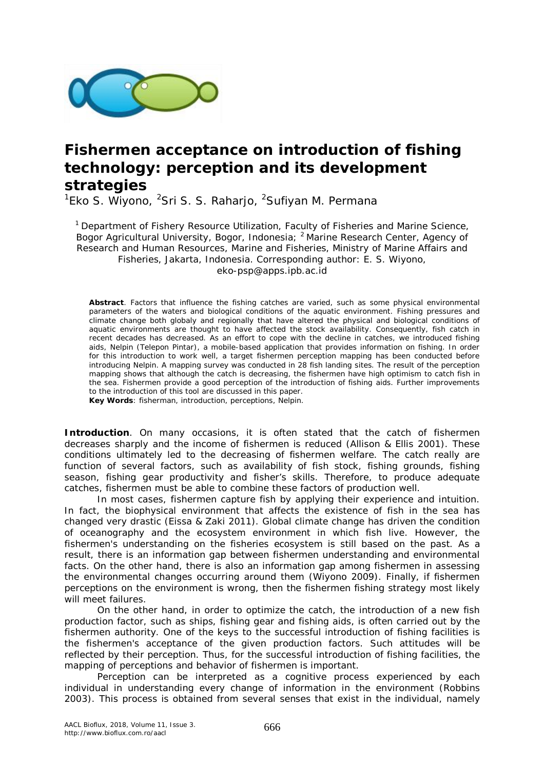# Fishermen acceptance on introduction of fishing technology: perception and its development strategies

[1]Eko S. Wiyono, [2]Sri S. S. Raharjo, [2]Sufiyan M. Permana

[1] Department of Fishery Resource Utilization, Faculty of Fisheries and Marine Science, Bogor Agricultural University, Bogor, Indonesia; [2] Marine Research Center, Agency of Research and Human Resources, Marine and Fisheries, Ministry of Marine Affairs and Fisheries, Jakarta, Indonesia. Corresponding author: E. S. Wiyono, eko-psp@apps.ipb.ac.id

**Abstract**. Factors that influence the fishing catches are varied, such as some physical environmental parameters of the waters and biological conditions of the aquatic environment. Fishing pressures and climate change both globaly and regionally that have altered the physical and biological conditions of aquatic environments are thought to have affected the stock availability. Consequently, fish catch in recent decades has decreased. As an effort to cope with the decline in catches, we introduced fishing aids, Nelpin (Telepon Pintar), a mobile-based application that provides information on fishing. In order for this introduction to work well, a target fishermen perception mapping has been conducted before introducing Nelpin. A mapping survey was conducted in 28 fish landing sites. The result of the perception mapping shows that although the catch is decreasing, the fishermen have high optimism to catch fish in the sea. Fishermen provide a good perception of the introduction of fishing aids. Further improvements to the introduction of this tool are discussed in this paper.

**Key Words**: fisherman, introduction, perceptions, Nelpin.

**Introduction**. On many occasions, it is often stated that the catch of fishermen decreases sharply and the income of fishermen is reduced (Allison & Ellis 2001). These conditions ultimately led to the decreasing of fishermen welfare. The catch really are function of several factors, such as availability of fish stock, fishing grounds, fishing season, fishing gear productivity and fisher's skills. Therefore, to produce adequate catches, fishermen must be able to combine these factors of production well.

In most cases, fishermen capture fish by applying their experience and intuition. In fact, the biophysical environment that affects the existence of fish in the sea has changed very drastic (Eissa & Zaki 2011). Global climate change has driven the condition of oceanography and the ecosystem environment in which fish live. However, the fishermen's understanding on the fisheries ecosystem is still based on the past. As a result, there is an information gap between fishermen understanding and environmental facts. On the other hand, there is also an information gap among fishermen in assessing the environmental changes occurring around them (Wiyono 2009). Finally, if fishermen perceptions on the environment is wrong, then the fishermen fishing strategy most likely will meet failures.

On the other hand, in order to optimize the catch, the introduction of a new fish production factor, such as ships, fishing gear and fishing aids, is often carried out by the fishermen authority. One of the keys to the successful introduction of fishing facilities is the fishermen's acceptance of the given production factors. Such attitudes will be reflected by their perception. Thus, for the successful introduction of fishing facilities, the mapping of perceptions and behavior of fishermen is important.

Perception can be interpreted as a cognitive process experienced by each individual in understanding every change of information in the environment (Robbins 2003). This process is obtained from several senses that exist in the individual, namely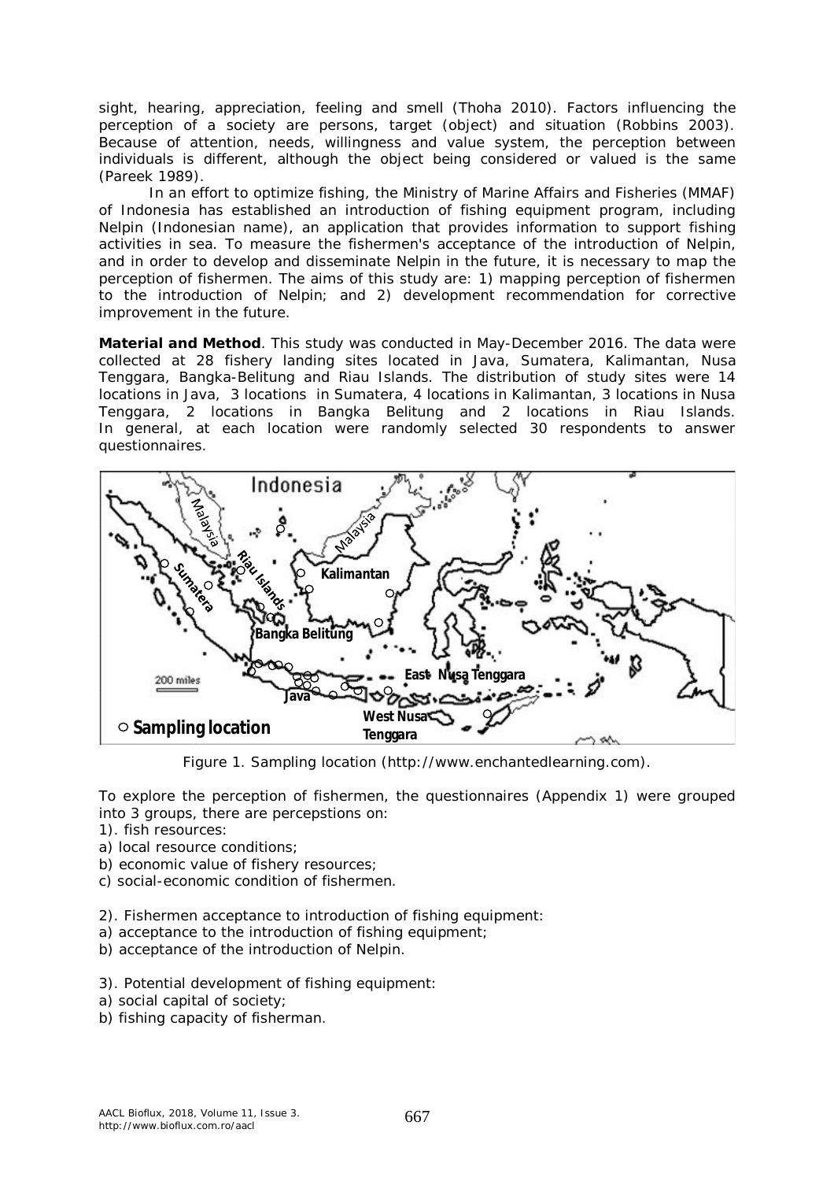sight, hearing, appreciation, feeling and smell (Thoha 2010). Factors influencing the perception of a society are persons, target (object) and situation (Robbins 2003). Because of attention, needs, willingness and value system, the perception between individuals is different, although the object being considered or valued is the same (Pareek 1989).

In an effort to optimize fishing, the Ministry of Marine Affairs and Fisheries (MMAF) of Indonesia has established an introduction of fishing equipment program, including Nelpin (Indonesian name), an application that provides information to support fishing activities in sea. To measure the fishermen's acceptance of the introduction of Nelpin, and in order to develop and disseminate Nelpin in the future, it is necessary to map the perception of fishermen. The aims of this study are: 1) mapping perception of fishermen to the introduction of Nelpin; and 2) development recommendation for corrective improvement in the future.

**Material and Method**. This study was conducted in May-December 2016. The data were collected at 28 fishery landing sites located in Java, Sumatera, Kalimantan, Nusa Tenggara, Bangka-Belitung and Riau Islands. The distribution of study sites were 14 locations in Java, 3 locations in Sumatera, 4 locations in Kalimantan, 3 locations in Nusa Tenggara, 2 locations in Bangka Belitung and 2 locations in Riau Islands. In general, at each location were randomly selected 30 respondents to answer questionnaires.

Figure 1. Sampling location (http://www.enchantedlearning.com).

To explore the perception of fishermen, the questionnaires (Appendix 1) were grouped into 3 groups, there are percepstions on:

1). fish resources:
a) local resource conditions;
b) economic value of fishery resources;
c) social-economic condition of fishermen.

2). Fishermen acceptance to introduction of fishing equipment:
a) acceptance to the introduction of fishing equipment;
b) acceptance of the introduction of Nelpin.

3). Potential development of fishing equipment:
a) social capital of society;
b) fishing capacity of fisherman.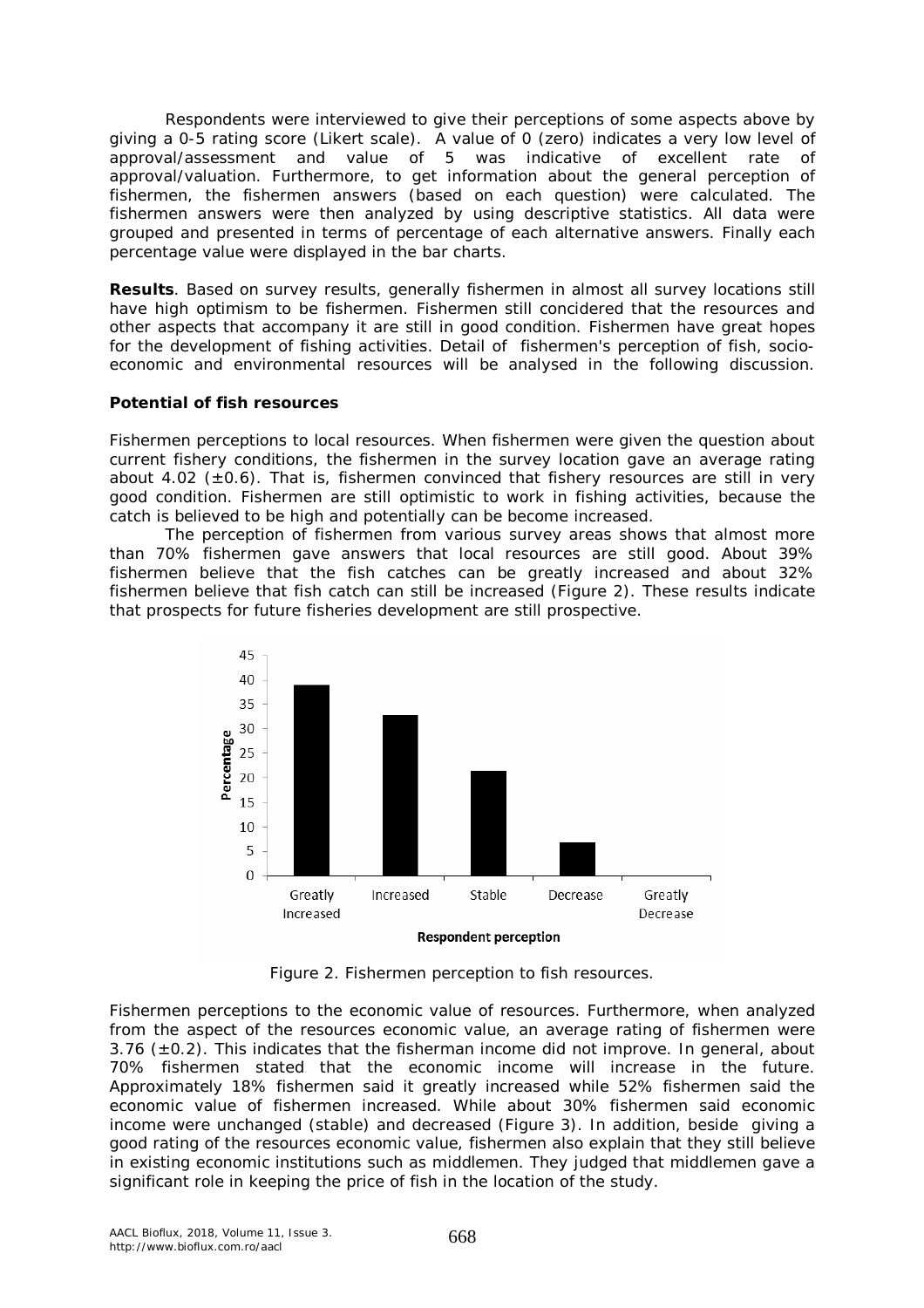Respondents were interviewed to give their perceptions of some aspects above by giving a 0-5 rating score (Likert scale). A value of 0 (zero) indicates a very low level of approval/assessment and value of 5 was indicative of excellent rate of approval/valuation. Furthermore, to get information about the general perception of fishermen, the fishermen answers (based on each question) were calculated. The fishermen answers were then analyzed by using descriptive statistics. All data were grouped and presented in terms of percentage of each alternative answers. Finally each percentage value were displayed in the bar charts.

**Results**. Based on survey results, generally fishermen in almost all survey locations still have high optimism to be fishermen. Fishermen still concidered that the resources and other aspects that accompany it are still in good condition. Fishermen have great hopes for the development of fishing activities. Detail of fishermen's perception of fish, socio-economic and environmental resources will be analysed in the following discussion.

**Potential of fish resources**

Fishermen perceptions to local resources. When fishermen were given the question about current fishery conditions, the fishermen in the survey location gave an average rating about 4.02 (±0.6). That is, fishermen convinced that fishery resources are still in very good condition. Fishermen are still optimistic to work in fishing activities, because the catch is believed to be high and potentially can be become increased.

The perception of fishermen from various survey areas shows that almost more than 70% fishermen gave answers that local resources are still good. About 39% fishermen believe that the fish catches can be greatly increased and about 32% fishermen believe that fish catch can still be increased (Figure 2). These results indicate that prospects for future fisheries development are still prospective.

Figure 2. Fishermen perception to fish resources.

Fishermen perceptions to the economic value of resources. Furthermore, when analyzed from the aspect of the resources economic value, an average rating of fishermen were 3.76 (±0.2). This indicates that the fisherman income did not improve. In general, about 70% fishermen stated that the economic income will increase in the future. Approximately 18% fishermen said it greatly increased while 52% fishermen said the economic value of fishermen increased. While about 30% fishermen said economic income were unchanged (stable) and decreased (Figure 3). In addition, beside giving a good rating of the resources economic value, fishermen also explain that they still believe in existing economic institutions such as middlemen. They judged that middlemen gave a significant role in keeping the price of fish in the location of the study.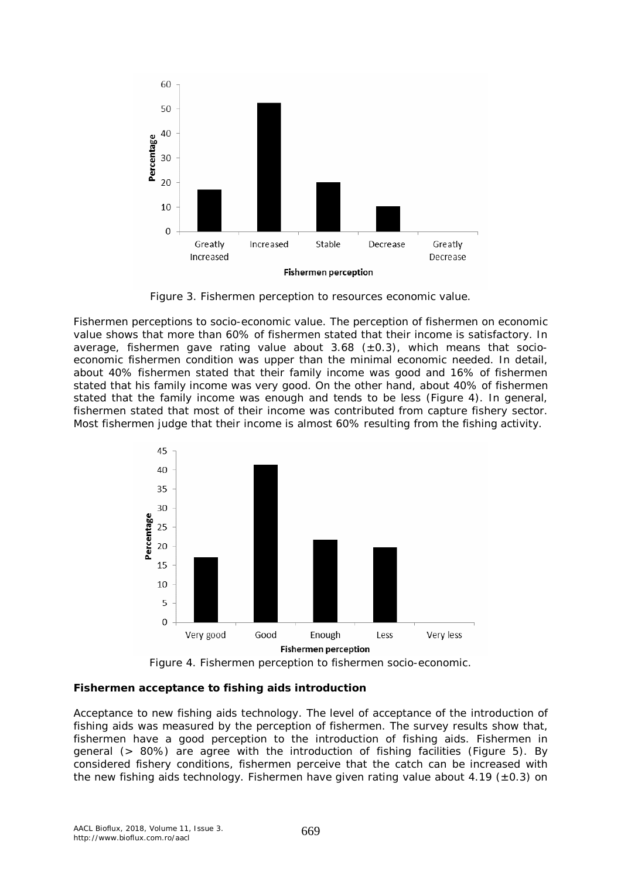Figure 3. Fishermen perception to resources economic value.

Fishermen perceptions to socio-economic value. The perception of fishermen on economic value shows that more than 60% of fishermen stated that their income is satisfactory. In average, fishermen gave rating value about 3.68 (±0.3), which means that socio-economic fishermen condition was upper than the minimal economic needed. In detail, about 40% fishermen stated that their family income was good and 16% of fishermen stated that his family income was very good. On the other hand, about 40% of fishermen stated that the family income was enough and tends to be less (Figure 4). In general, fishermen stated that most of their income was contributed from capture fishery sector. Most fishermen judge that their income is almost 60% resulting from the fishing activity.

Figure 4. Fishermen perception to fishermen socio-economic.

**Fishermen acceptance to fishing aids introduction**

Acceptance to new fishing aids technology. The level of acceptance of the introduction of fishing aids was measured by the perception of fishermen. The survey results show that, fishermen have a good perception to the introduction of fishing aids. Fishermen in general (> 80%) are agree with the introduction of fishing facilities (Figure 5). By considered fishery conditions, fishermen perceive that the catch can be increased with the new fishing aids technology. Fishermen have given rating value about 4.19 (±0.3) on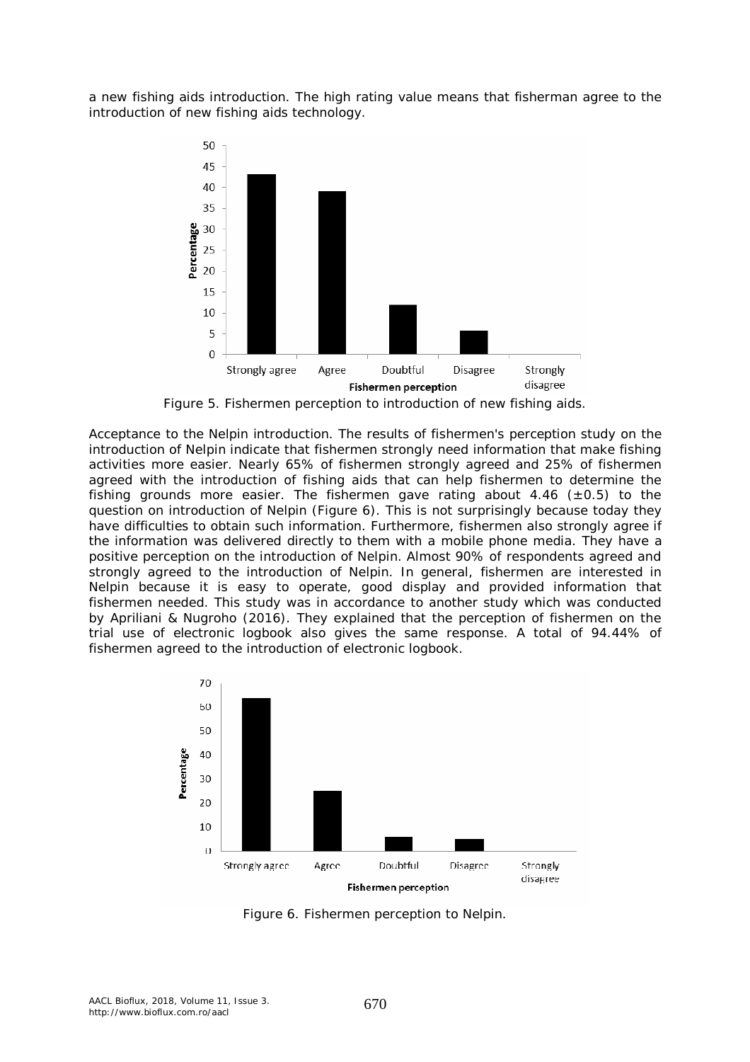a new fishing aids introduction. The high rating value means that fisherman agree to the introduction of new fishing aids technology.

Figure 5. Fishermen perception to introduction of new fishing aids.

Acceptance to the Nelpin introduction. The results of fishermen's perception study on the introduction of Nelpin indicate that fishermen strongly need information that make fishing activities more easier. Nearly 65% of fishermen strongly agreed and 25% of fishermen agreed with the introduction of fishing aids that can help fishermen to determine the fishing grounds more easier. The fishermen gave rating about 4.46 (±0.5) to the question on introduction of Nelpin (Figure 6). This is not surprisingly because today they have difficulties to obtain such information. Furthermore, fishermen also strongly agree if the information was delivered directly to them with a mobile phone media. They have a positive perception on the introduction of Nelpin. Almost 90% of respondents agreed and strongly agreed to the introduction of Nelpin. In general, fishermen are interested in Nelpin because it is easy to operate, good display and provided information that fishermen needed. This study was in accordance to another study which was conducted by Apriliani & Nugroho (2016). They explained that the perception of fishermen on the trial use of electronic logbook also gives the same response. A total of 94.44% of fishermen agreed to the introduction of electronic logbook.

Figure 6. Fishermen perception to Nelpin.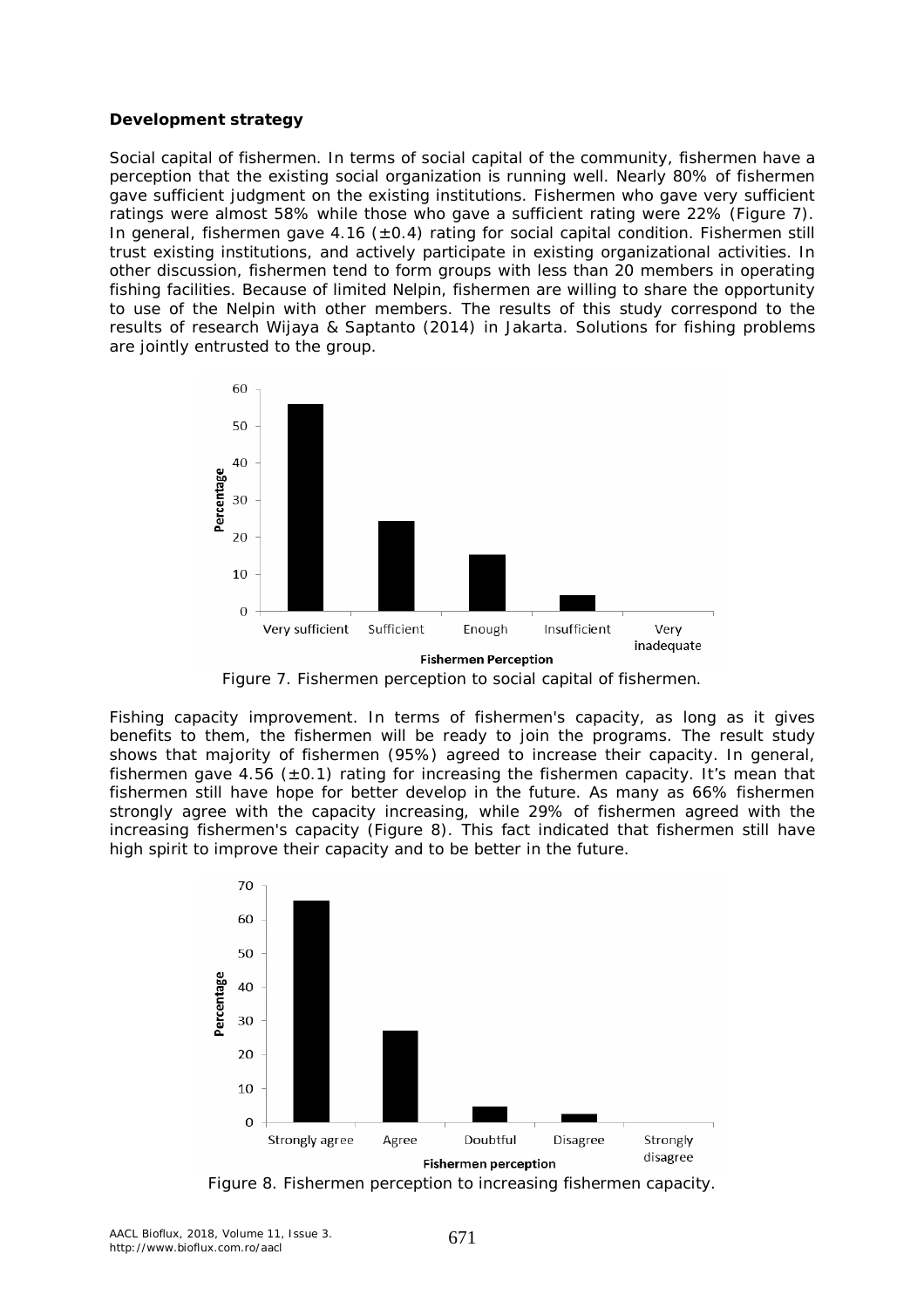**Development strategy**

Social capital of fishermen. In terms of social capital of the community, fishermen have a perception that the existing social organization is running well. Nearly 80% of fishermen gave sufficient judgment on the existing institutions. Fishermen who gave very sufficient ratings were almost 58% while those who gave a sufficient rating were 22% (Figure 7). In general, fishermen gave 4.16 (±0.4) rating for social capital condition. Fishermen still trust existing institutions, and actively participate in existing organizational activities. In other discussion, fishermen tend to form groups with less than 20 members in operating fishing facilities. Because of limited Nelpin, fishermen are willing to share the opportunity to use of the Nelpin with other members. The results of this study correspond to the results of research Wijaya & Saptanto (2014) in Jakarta. Solutions for fishing problems are jointly entrusted to the group.

Figure 7. Fishermen perception to social capital of fishermen.

Fishing capacity improvement. In terms of fishermen's capacity, as long as it gives benefits to them, the fishermen will be ready to join the programs. The result study shows that majority of fishermen (95%) agreed to increase their capacity. In general, fishermen gave 4.56 (±0.1) rating for increasing the fishermen capacity. It's mean that fishermen still have hope for better develop in the future. As many as 66% fishermen strongly agree with the capacity increasing, while 29% of fishermen agreed with the increasing fishermen's capacity (Figure 8). This fact indicated that fishermen still have high spirit to improve their capacity and to be better in the future.

Figure 8. Fishermen perception to increasing fishermen capacity.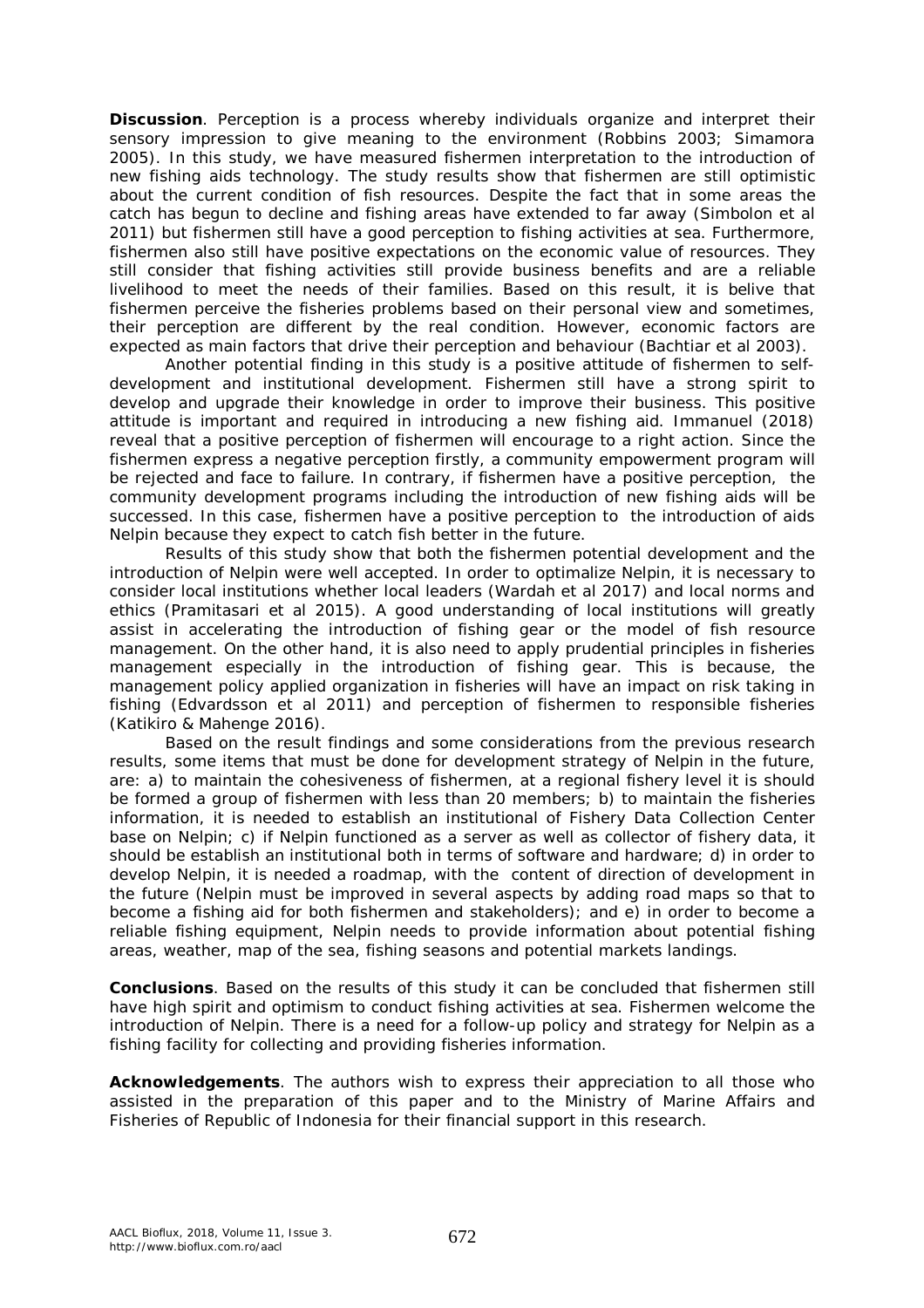**Discussion**. Perception is a process whereby individuals organize and interpret their sensory impression to give meaning to the environment (Robbins 2003; Simamora 2005). In this study, we have measured fishermen interpretation to the introduction of new fishing aids technology. The study results show that fishermen are still optimistic about the current condition of fish resources. Despite the fact that in some areas the catch has begun to decline and fishing areas have extended to far away (Simbolon et al 2011) but fishermen still have a good perception to fishing activities at sea. Furthermore, fishermen also still have positive expectations on the economic value of resources. They still consider that fishing activities still provide business benefits and are a reliable livelihood to meet the needs of their families. Based on this result, it is belive that fishermen perceive the fisheries problems based on their personal view and sometimes, their perception are different by the real condition. However, economic factors are expected as main factors that drive their perception and behaviour (Bachtiar et al 2003).

Another potential finding in this study is a positive attitude of fishermen to self-development and institutional development. Fishermen still have a strong spirit to develop and upgrade their knowledge in order to improve their business. This positive attitude is important and required in introducing a new fishing aid. Immanuel (2018) reveal that a positive perception of fishermen will encourage to a right action. Since the fishermen express a negative perception firstly, a community empowerment program will be rejected and face to failure. In contrary, if fishermen have a positive perception, the community development programs including the introduction of new fishing aids will be successed. In this case, fishermen have a positive perception to the introduction of aids Nelpin because they expect to catch fish better in the future.

Results of this study show that both the fishermen potential development and the introduction of Nelpin were well accepted. In order to optimalize Nelpin, it is necessary to consider local institutions whether local leaders (Wardah et al 2017) and local norms and ethics (Pramitasari et al 2015). A good understanding of local institutions will greatly assist in accelerating the introduction of fishing gear or the model of fish resource management. On the other hand, it is also need to apply prudential principles in fisheries management especially in the introduction of fishing gear. This is because, the management policy applied organization in fisheries will have an impact on risk taking in fishing (Edvardsson et al 2011) and perception of fishermen to responsible fisheries (Katikiro & Mahenge 2016).

Based on the result findings and some considerations from the previous research results, some items that must be done for development strategy of Nelpin in the future, are: a) to maintain the cohesiveness of fishermen, at a regional fishery level it is should be formed a group of fishermen with less than 20 members; b) to maintain the fisheries information, it is needed to establish an institutional of Fishery Data Collection Center base on Nelpin; c) if Nelpin functioned as a server as well as collector of fishery data, it should be establish an institutional both in terms of software and hardware; d) in order to develop Nelpin, it is needed a roadmap, with the content of direction of development in the future (Nelpin must be improved in several aspects by adding road maps so that to become a fishing aid for both fishermen and stakeholders); and e) in order to become a reliable fishing equipment, Nelpin needs to provide information about potential fishing areas, weather, map of the sea, fishing seasons and potential markets landings.

**Conclusions**. Based on the results of this study it can be concluded that fishermen still have high spirit and optimism to conduct fishing activities at sea. Fishermen welcome the introduction of Nelpin. There is a need for a follow-up policy and strategy for Nelpin as a fishing facility for collecting and providing fisheries information.

**Acknowledgements**. The authors wish to express their appreciation to all those who assisted in the preparation of this paper and to the Ministry of Marine Affairs and Fisheries of Republic of Indonesia for their financial support in this research.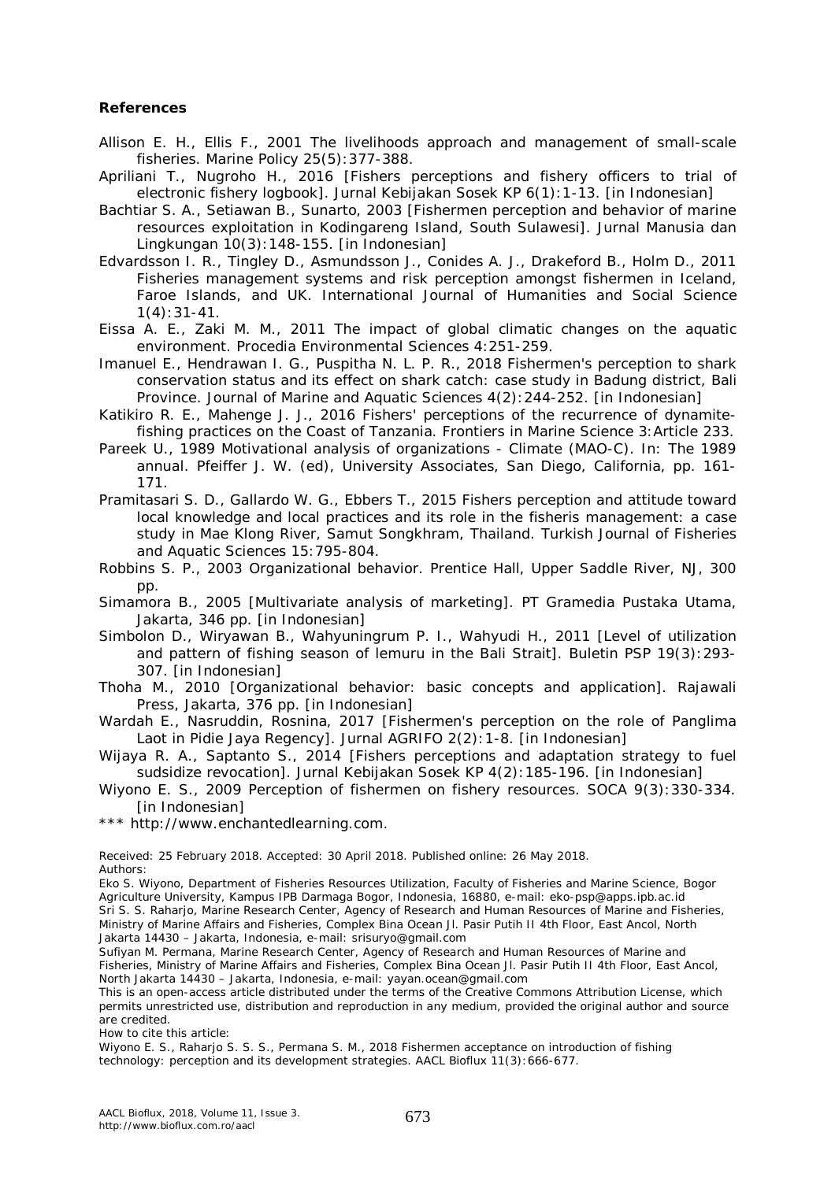**References**

Allison E. H., Ellis F., 2001 The livelihoods approach and management of small-scale fisheries. Marine Policy 25(5):377-388.

Apriliani T., Nugroho H., 2016 [Fishers perceptions and fishery officers to trial of electronic fishery logbook]. Jurnal Kebijakan Sosek KP 6(1):1-13. [in Indonesian]

Bachtiar S. A., Setiawan B., Sunarto, 2003 [Fishermen perception and behavior of marine resources exploitation in Kodingareng Island, South Sulawesi]. Jurnal Manusia dan Lingkungan 10(3):148-155. [in Indonesian]

Edvardsson I. R., Tingley D., Asmundsson J., Conides A. J., Drakeford B., Holm D., 2011 Fisheries management systems and risk perception amongst fishermen in Iceland, Faroe Islands, and UK. International Journal of Humanities and Social Science 1(4):31-41.

Eissa A. E., Zaki M. M., 2011 The impact of global climatic changes on the aquatic environment. Procedia Environmental Sciences 4:251-259.

Imanuel E., Hendrawan I. G., Puspitha N. L. P. R., 2018 Fishermen's perception to shark conservation status and its effect on shark catch: case study in Badung district, Bali Province. Journal of Marine and Aquatic Sciences 4(2):244-252. [in Indonesian]

Katikiro R. E., Mahenge J. J., 2016 Fishers' perceptions of the recurrence of dynamite-fishing practices on the Coast of Tanzania. Frontiers in Marine Science 3:Article 233.

Pareek U., 1989 Motivational analysis of organizations - Climate (MAO-C). In: The 1989 annual. Pfeiffer J. W. (ed), University Associates, San Diego, California, pp. 161-171.

Pramitasari S. D., Gallardo W. G., Ebbers T., 2015 Fishers perception and attitude toward local knowledge and local practices and its role in the fisheris management: a case study in Mae Klong River, Samut Songkhram, Thailand. Turkish Journal of Fisheries and Aquatic Sciences 15:795-804.

Robbins S. P., 2003 Organizational behavior. Prentice Hall, Upper Saddle River, NJ, 300 pp.

Simamora B., 2005 [Multivariate analysis of marketing]. PT Gramedia Pustaka Utama, Jakarta, 346 pp. [in Indonesian]

Simbolon D., Wiryawan B., Wahyuningrum P. I., Wahyudi H., 2011 [Level of utilization and pattern of fishing season of lemuru in the Bali Strait]. Buletin PSP 19(3):293-307. [in Indonesian]

Thoha M., 2010 [Organizational behavior: basic concepts and application]. Rajawali Press, Jakarta, 376 pp. [in Indonesian]

Wardah E., Nasruddin, Rosnina, 2017 [Fishermen's perception on the role of Panglima Laot in Pidie Jaya Regency]. Jurnal AGRIFO 2(2):1-8. [in Indonesian]

Wijaya R. A., Saptanto S., 2014 [Fishers perceptions and adaptation strategy to fuel sudsidize revocation]. Jurnal Kebijakan Sosek KP 4(2):185-196. [in Indonesian]

Wiyono E. S., 2009 Perception of fishermen on fishery resources. SOCA 9(3):330-334. [in Indonesian]

*** http://www.enchantedlearning.com.

Received: 25 February 2018. Accepted: 30 April 2018. Published online: 26 May 2018.

Authors:

Eko S. Wiyono, Department of Fisheries Resources Utilization, Faculty of Fisheries and Marine Science, Bogor Agriculture University, Kampus IPB Darmaga Bogor, Indonesia, 16880, e-mail: eko-psp@apps.ipb.ac.id

Sri S. S. Raharjo, Marine Research Center, Agency of Research and Human Resources of Marine and Fisheries, Ministry of Marine Affairs and Fisheries, Complex Bina Ocean Jl. Pasir Putih II 4th Floor, East Ancol, North Jakarta 14430 – Jakarta, Indonesia, e-mail: srisuryo@gmail.com

Sufiyan M. Permana, Marine Research Center, Agency of Research and Human Resources of Marine and Fisheries, Ministry of Marine Affairs and Fisheries, Complex Bina Ocean Jl. Pasir Putih II 4th Floor, East Ancol, North Jakarta 14430 – Jakarta, Indonesia, e-mail: yayan.ocean@gmail.com

This is an open-access article distributed under the terms of the Creative Commons Attribution License, which permits unrestricted use, distribution and reproduction in any medium, provided the original author and source are credited.

How to cite this article:

Wiyono E. S., Raharjo S. S. S., Permana S. M., 2018 Fishermen acceptance on introduction of fishing technology: perception and its development strategies. AACL Bioflux 11(3):666-677.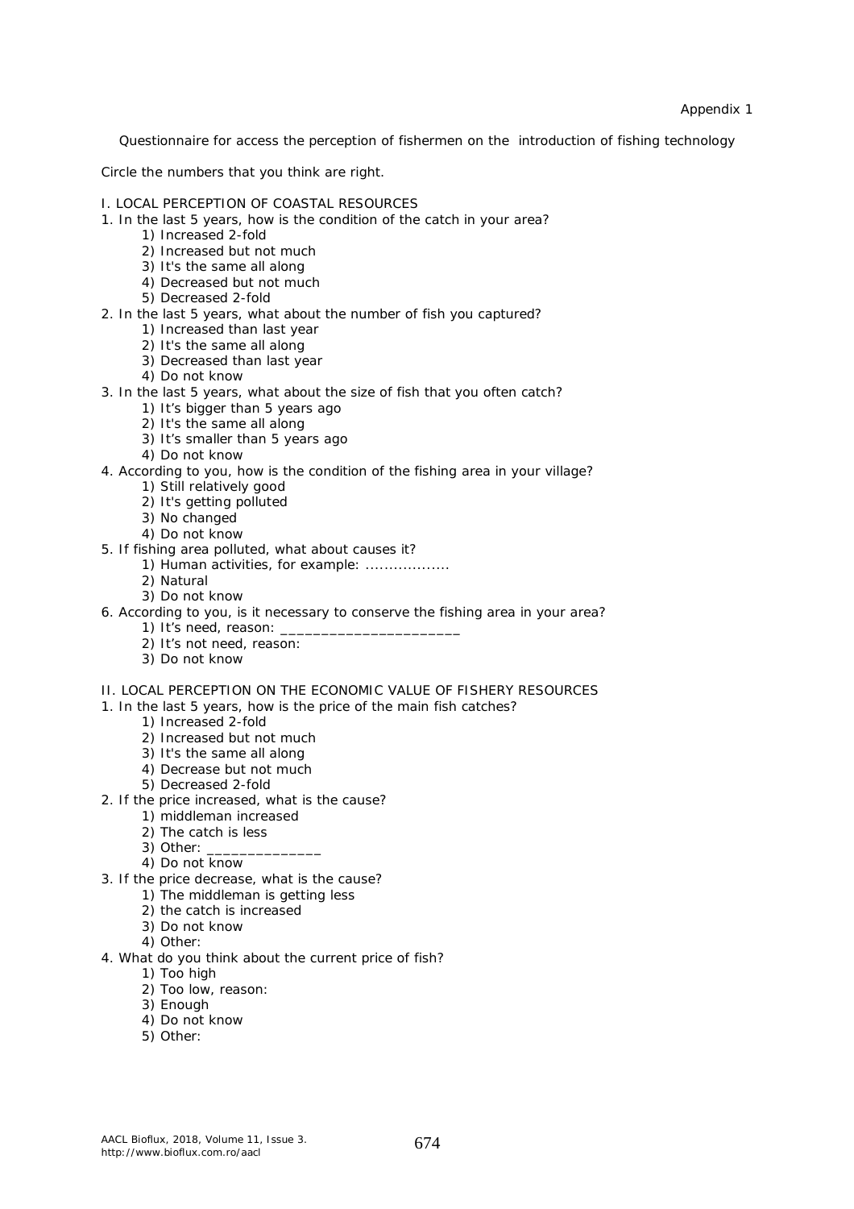Appendix 1

Questionnaire for access the perception of fishermen on the introduction of fishing technology

Circle the numbers that you think are right.

I. LOCAL PERCEPTION OF COASTAL RESOURCES

1. In the last 5 years, how is the condition of the catch in your area?
   1) Increased 2-fold
   2) Increased but not much
   3) It's the same all along
   4) Decreased but not much
   5) Decreased 2-fold
2. In the last 5 years, what about the number of fish you captured?
   1) Increased than last year
   2) It's the same all along
   3) Decreased than last year
   4) Do not know
3. In the last 5 years, what about the size of fish that you often catch?
   1) It's bigger than 5 years ago
   2) It's the same all along
   3) It's smaller than 5 years ago
   4) Do not know
4. According to you, how is the condition of the fishing area in your village?
   1) Still relatively good
   2) It's getting polluted
   3) No changed
   4) Do not know
5. If fishing area polluted, what about causes it?
   1) Human activities, for example: .................
   2) Natural
   3) Do not know
6. According to you, is it necessary to conserve the fishing area in your area?
   1) It's need, reason: ______________________
   2) It's not need, reason:
   3) Do not know

II. LOCAL PERCEPTION ON THE ECONOMIC VALUE OF FISHERY RESOURCES

1. In the last 5 years, how is the price of the main fish catches?
   1) Increased 2-fold
   2) Increased but not much
   3) It's the same all along
   4) Decrease but not much
   5) Decreased 2-fold
2. If the price increased, what is the cause?
   1) middleman increased
   2) The catch is less
   3) Other: ______________
   4) Do not know
3. If the price decrease, what is the cause?
   1) The middleman is getting less
   2) the catch is increased
   3) Do not know
   4) Other:
4. What do you think about the current price of fish?
   1) Too high
   2) Too low, reason:
   3) Enough
   4) Do not know
   5) Other: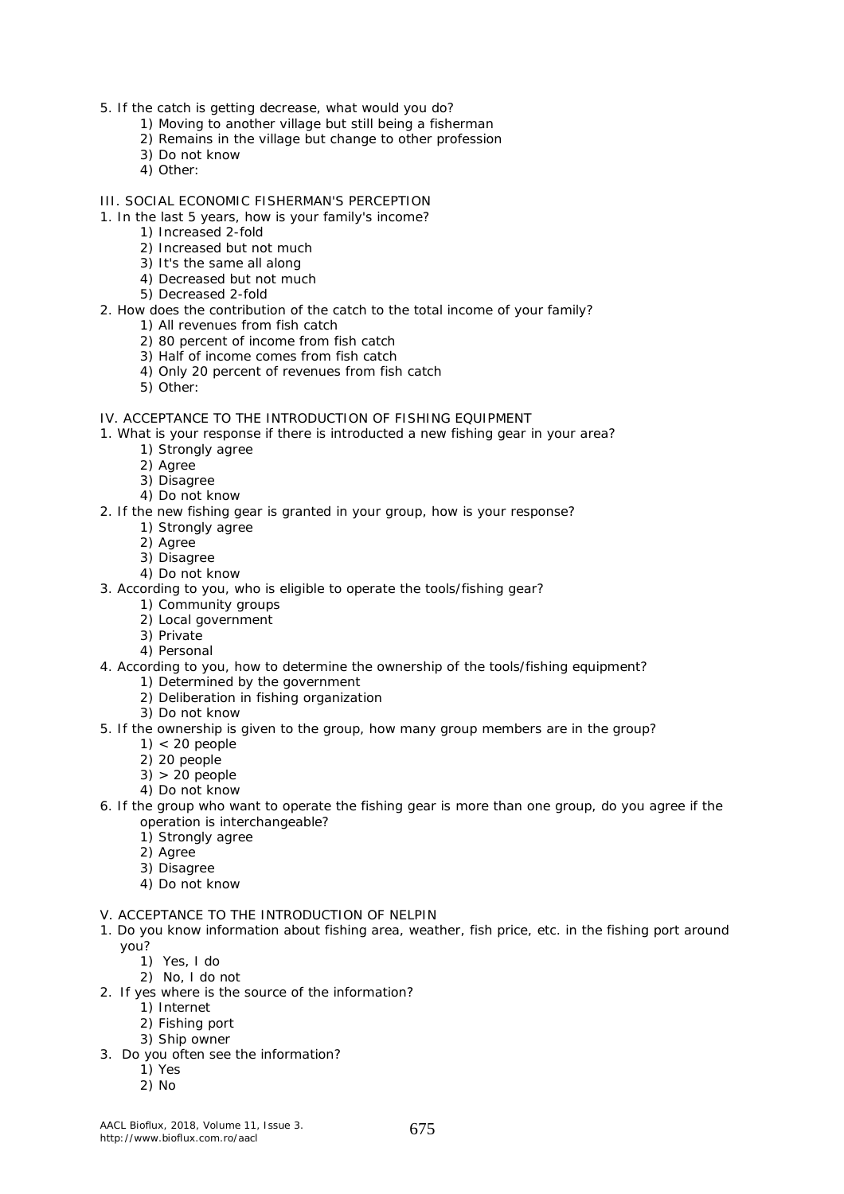5. If the catch is getting decrease, what would you do?
   1) Moving to another village but still being a fisherman
   2) Remains in the village but change to other profession
   3) Do not know
   4) Other:

III. SOCIAL ECONOMIC FISHERMAN'S PERCEPTION

1. In the last 5 years, how is your family's income?
   1) Increased 2-fold
   2) Increased but not much
   3) It's the same all along
   4) Decreased but not much
   5) Decreased 2-fold
2. How does the contribution of the catch to the total income of your family?
   1) All revenues from fish catch
   2) 80 percent of income from fish catch
   3) Half of income comes from fish catch
   4) Only 20 percent of revenues from fish catch
   5) Other:

IV. ACCEPTANCE TO THE INTRODUCTION OF FISHING EQUIPMENT

1. What is your response if there is introducted a new fishing gear in your area?
   1) Strongly agree
   2) Agree
   3) Disagree
   4) Do not know
2. If the new fishing gear is granted in your group, how is your response?
   1) Strongly agree
   2) Agree
   3) Disagree
   4) Do not know
3. According to you, who is eligible to operate the tools/fishing gear?
   1) Community groups
   2) Local government
   3) Private
   4) Personal
4. According to you, how to determine the ownership of the tools/fishing equipment?
   1) Determined by the government
   2) Deliberation in fishing organization
   3) Do not know
5. If the ownership is given to the group, how many group members are in the group?
   1) < 20 people
   2) 20 people
   3) > 20 people
   4) Do not know
6. If the group who want to operate the fishing gear is more than one group, do you agree if the operation is interchangeable?
   1) Strongly agree
   2) Agree
   3) Disagree
   4) Do not know

V. ACCEPTANCE TO THE INTRODUCTION OF NELPIN

1. Do you know information about fishing area, weather, fish price, etc. in the fishing port around you?
   1) Yes, I do
   2) No, I do not
2. If yes where is the source of the information?
   1) Internet
   2) Fishing port
   3) Ship owner
3. Do you often see the information?
   1) Yes
   2) No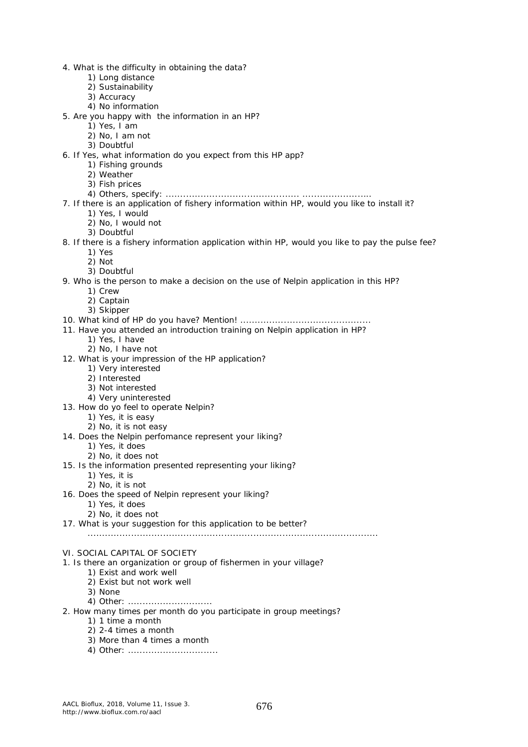4. What is the difficulty in obtaining the data?
   1) Long distance
   2) Sustainability
   3) Accuracy
   4) No information
5. Are you happy with the information in an HP?
   1) Yes, I am
   2) No, I am not
   3) Doubtful
6. If Yes, what information do you expect from this HP app?
   1) Fishing grounds
   2) Weather
   3) Fish prices
   4) Others, specify: ............................................ ........................
7. If there is an application of fishery information within HP, would you like to install it?
   1) Yes, I would
   2) No, I would not
   3) Doubtful
8. If there is a fishery information application within HP, would you like to pay the pulse fee?
   1) Yes
   2) Not
   3) Doubtful
9. Who is the person to make a decision on the use of Nelpin application in this HP?
   1) Crew
   2) Captain
   3) Skipper
10. What kind of HP do you have? Mention! ............................................
11. Have you attended an introduction training on Nelpin application in HP?
    1) Yes, I have
    2) No, I have not
12. What is your impression of the HP application?
    1) Very interested
    2) Interested
    3) Not interested
    4) Very uninterested
13. How do yo feel to operate Nelpin?
    1) Yes, it is easy
    2) No, it is not easy
14. Does the Nelpin perfomance represent your liking?
    1) Yes, it does
    2) No, it does not
15. Is the information presented representing your liking?
    1) Yes, it is
    2) No, it is not
16. Does the speed of Nelpin represent your liking?
    1) Yes, it does
    2) No, it does not
17. What is your suggestion for this application to be better?
    ..................................................................................................

VI. SOCIAL CAPITAL OF SOCIETY

1. Is there an organization or group of fishermen in your village?
   1) Exist and work well
   2) Exist but not work well
   3) None
   4) Other: .............................
2. How many times per month do you participate in group meetings?
   1) 1 time a month
   2) 2-4 times a month
   3) More than 4 times a month
   4) Other: ...............................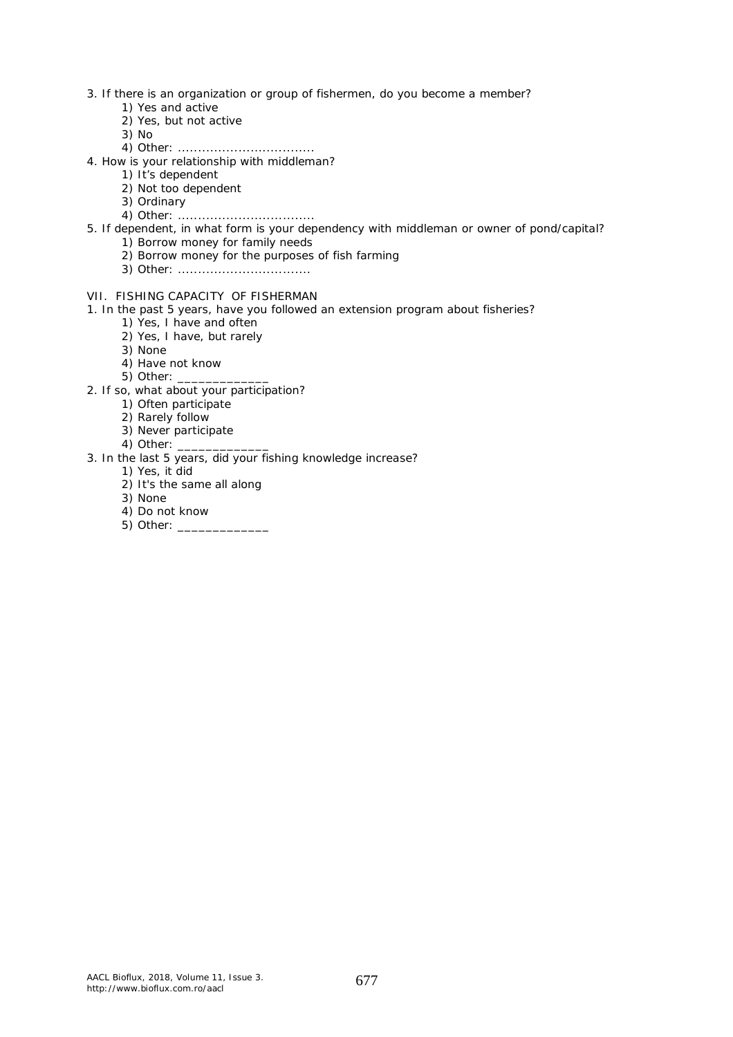3. If there is an organization or group of fishermen, do you become a member?
    1) Yes and active
    2) Yes, but not active
    3) No
    4) Other: ..................................
4. How is your relationship with middleman?
    1) It's dependent
    2) Not too dependent
    3) Ordinary
    4) Other: ..................................
5. If dependent, in what form is your dependency with middleman or owner of pond/capital?
    1) Borrow money for family needs
    2) Borrow money for the purposes of fish farming
    3) Other: .................................

VII. FISHING CAPACITY OF FISHERMAN

1. In the past 5 years, have you followed an extension program about fisheries?
    1) Yes, I have and often
    2) Yes, I have, but rarely
    3) None
    4) Have not know
    5) Other: _____________
2. If so, what about your participation?
    1) Often participate
    2) Rarely follow
    3) Never participate
    4) Other: _____________
3. In the last 5 years, did your fishing knowledge increase?
    1) Yes, it did
    2) It's the same all along
    3) None
    4) Do not know
    5) Other: _____________